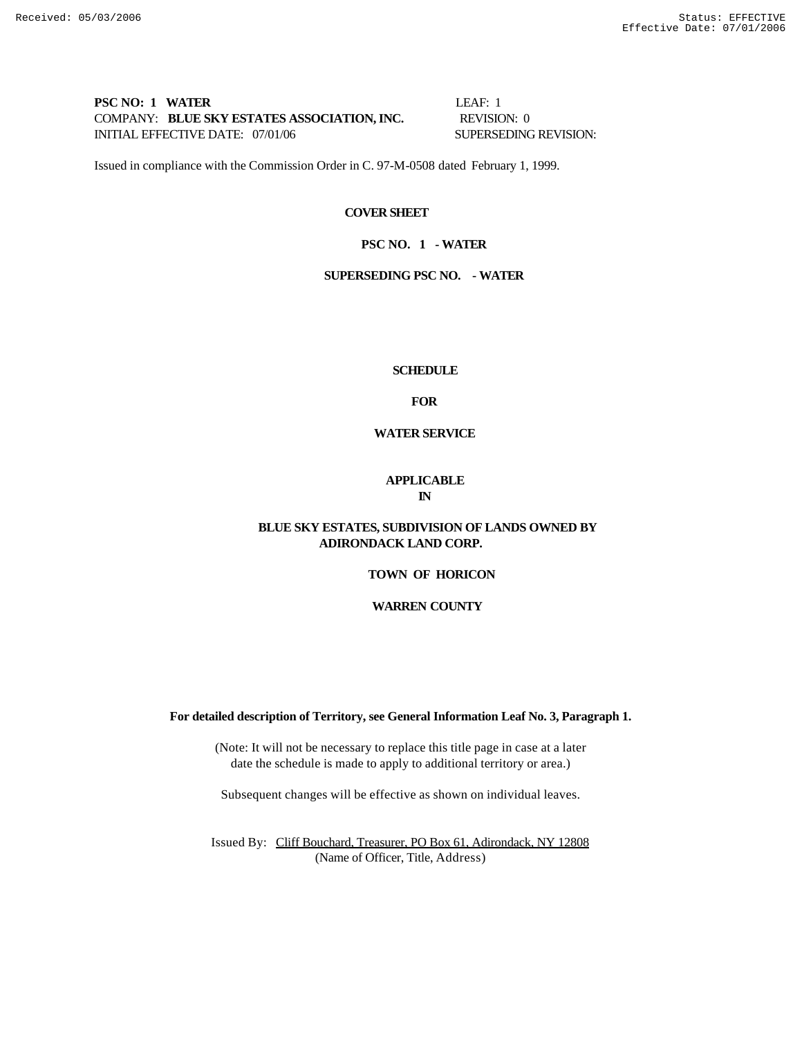**PSC NO: 1 WATER** LEAF: 1
COMPANY: **BLUE SKY ESTATES ASSOCIATION, INC.** REVISION: 0
INITIAL EFFECTIVE DATE: 07/01/06 SUPERSEDING REVISION:

Issued in compliance with the Commission Order in C. 97-M-0508 dated February 1, 1999.

**COVER SHEET**

**PSC NO. 1 - WATER**

**SUPERSEDING PSC NO. - WATER**

**SCHEDULE**

**FOR**

**WATER SERVICE**

**APPLICABLE**
**IN**

**BLUE SKY ESTATES, SUBDIVISION OF LANDS OWNED BY ADIRONDACK LAND CORP.**

**TOWN OF HORICON**

**WARREN COUNTY**

**For detailed description of Territory, see General Information Leaf No. 3, Paragraph 1.**

(Note: It will not be necessary to replace this title page in case at a later date the schedule is made to apply to additional territory or area.)

Subsequent changes will be effective as shown on individual leaves.

Issued By: Cliff Bouchard, Treasurer, PO Box 61, Adirondack, NY 12808
(Name of Officer, Title, Address)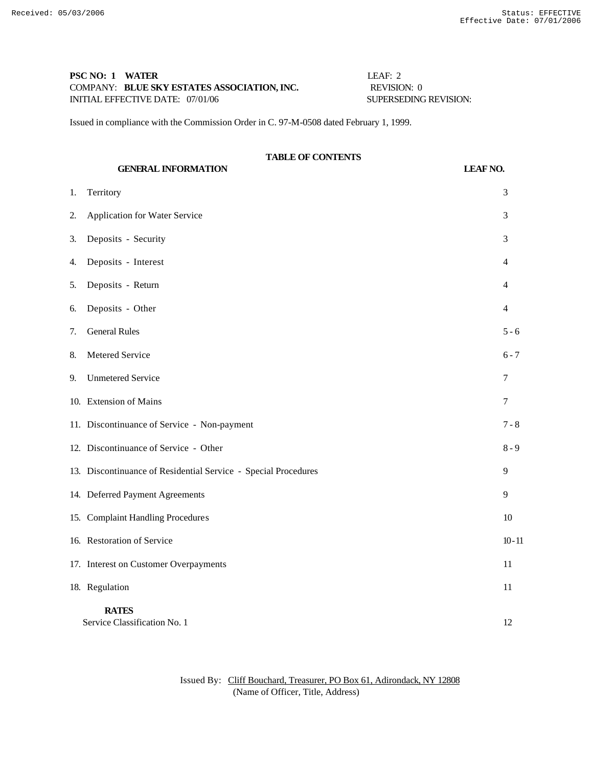**PSC NO: 1 WATER** LEAF: 2
COMPANY: **BLUE SKY ESTATES ASSOCIATION, INC.** REVISION: 0
INITIAL EFFECTIVE DATE: 07/01/06 SUPERSEDING REVISION:

Issued in compliance with the Commission Order in C. 97-M-0508 dated February 1, 1999.

## TABLE OF CONTENTS

| GENERAL INFORMATION | LEAF NO. |
|---|---|
| 1. Territory | 3 |
| 2. Application for Water Service | 3 |
| 3. Deposits - Security | 3 |
| 4. Deposits - Interest | 4 |
| 5. Deposits - Return | 4 |
| 6. Deposits - Other | 4 |
| 7. General Rules | 5 - 6 |
| 8. Metered Service | 6 - 7 |
| 9. Unmetered Service | 7 |
| 10. Extension of Mains | 7 |
| 11. Discontinuance of Service - Non-payment | 7 - 8 |
| 12. Discontinuance of Service - Other | 8 - 9 |
| 13. Discontinuance of Residential Service - Special Procedures | 9 |
| 14. Deferred Payment Agreements | 9 |
| 15. Complaint Handling Procedures | 10 |
| 16. Restoration of Service | 10 - 11 |
| 17. Interest on Customer Overpayments | 11 |
| 18. Regulation | 11 |
| **RATES** | |
| Service Classification No. 1 | 12 |

Issued By: Cliff Bouchard, Treasurer, PO Box 61, Adirondack, NY 12808
(Name of Officer, Title, Address)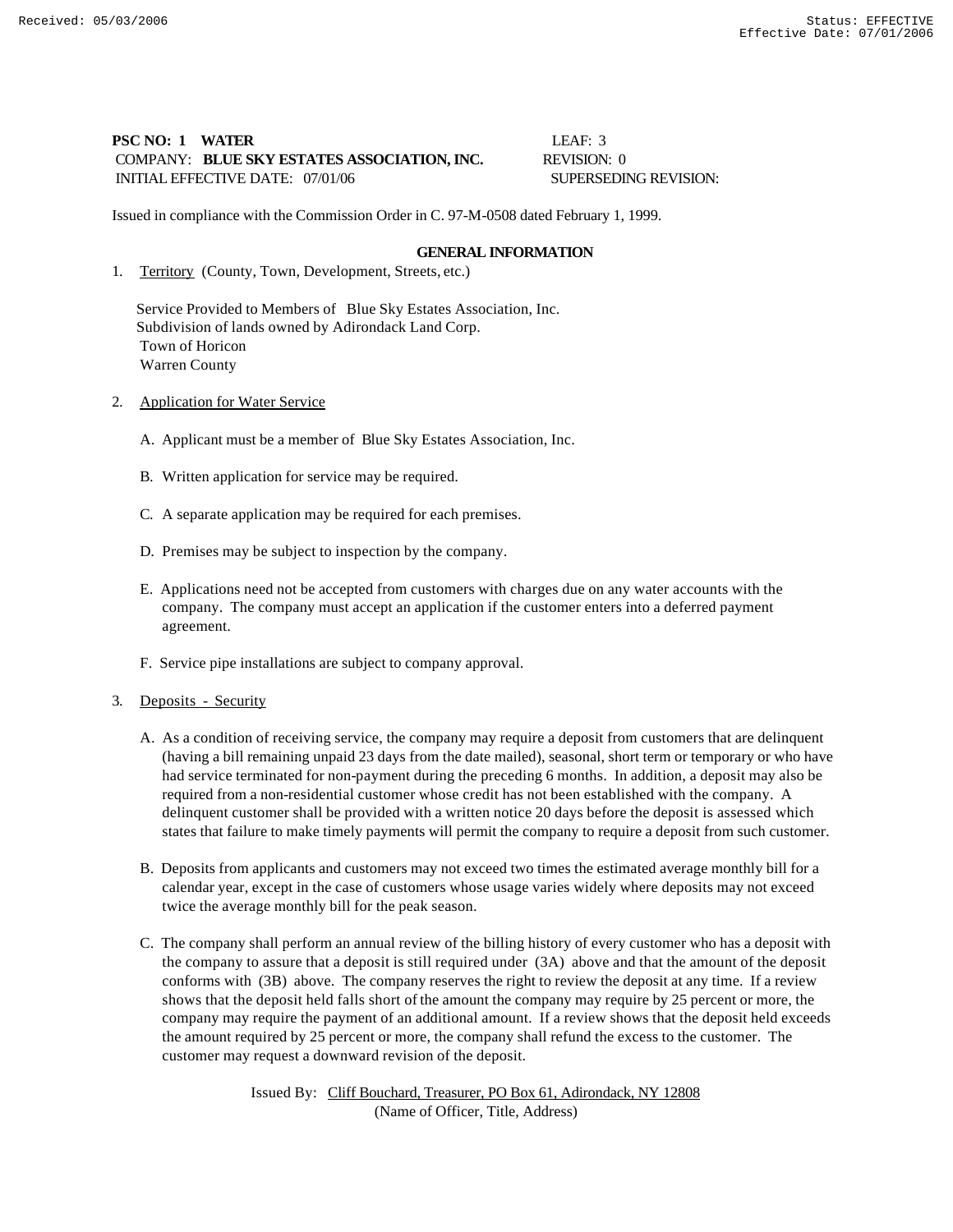**PSC NO: 1 WATER** LEAF: 3
COMPANY: **BLUE SKY ESTATES ASSOCIATION, INC.** REVISION: 0
INITIAL EFFECTIVE DATE: 07/01/06 SUPERSEDING REVISION:

Issued in compliance with the Commission Order in C. 97-M-0508 dated February 1, 1999.

## GENERAL INFORMATION

1. Territory (County, Town, Development, Streets, etc.)

   Service Provided to Members of Blue Sky Estates Association, Inc.
   Subdivision of lands owned by Adirondack Land Corp.
   Town of Horicon
   Warren County

2. Application for Water Service

   A. Applicant must be a member of Blue Sky Estates Association, Inc.

   B. Written application for service may be required.

   C. A separate application may be required for each premises.

   D. Premises may be subject to inspection by the company.

   E. Applications need not be accepted from customers with charges due on any water accounts with the company. The company must accept an application if the customer enters into a deferred payment agreement.

   F. Service pipe installations are subject to company approval.

3. Deposits - Security

   A. As a condition of receiving service, the company may require a deposit from customers that are delinquent (having a bill remaining unpaid 23 days from the date mailed), seasonal, short term or temporary or who have had service terminated for non-payment during the preceding 6 months. In addition, a deposit may also be required from a non-residential customer whose credit has not been established with the company. A delinquent customer shall be provided with a written notice 20 days before the deposit is assessed which states that failure to make timely payments will permit the company to require a deposit from such customer.

   B. Deposits from applicants and customers may not exceed two times the estimated average monthly bill for a calendar year, except in the case of customers whose usage varies widely where deposits may not exceed twice the average monthly bill for the peak season.

   C. The company shall perform an annual review of the billing history of every customer who has a deposit with the company to assure that a deposit is still required under (3A) above and that the amount of the deposit conforms with (3B) above. The company reserves the right to review the deposit at any time. If a review shows that the deposit held falls short of the amount the company may require by 25 percent or more, the company may require the payment of an additional amount. If a review shows that the deposit held exceeds the amount required by 25 percent or more, the company shall refund the excess to the customer. The customer may request a downward revision of the deposit.

Issued By: Cliff Bouchard, Treasurer, PO Box 61, Adirondack, NY 12808
(Name of Officer, Title, Address)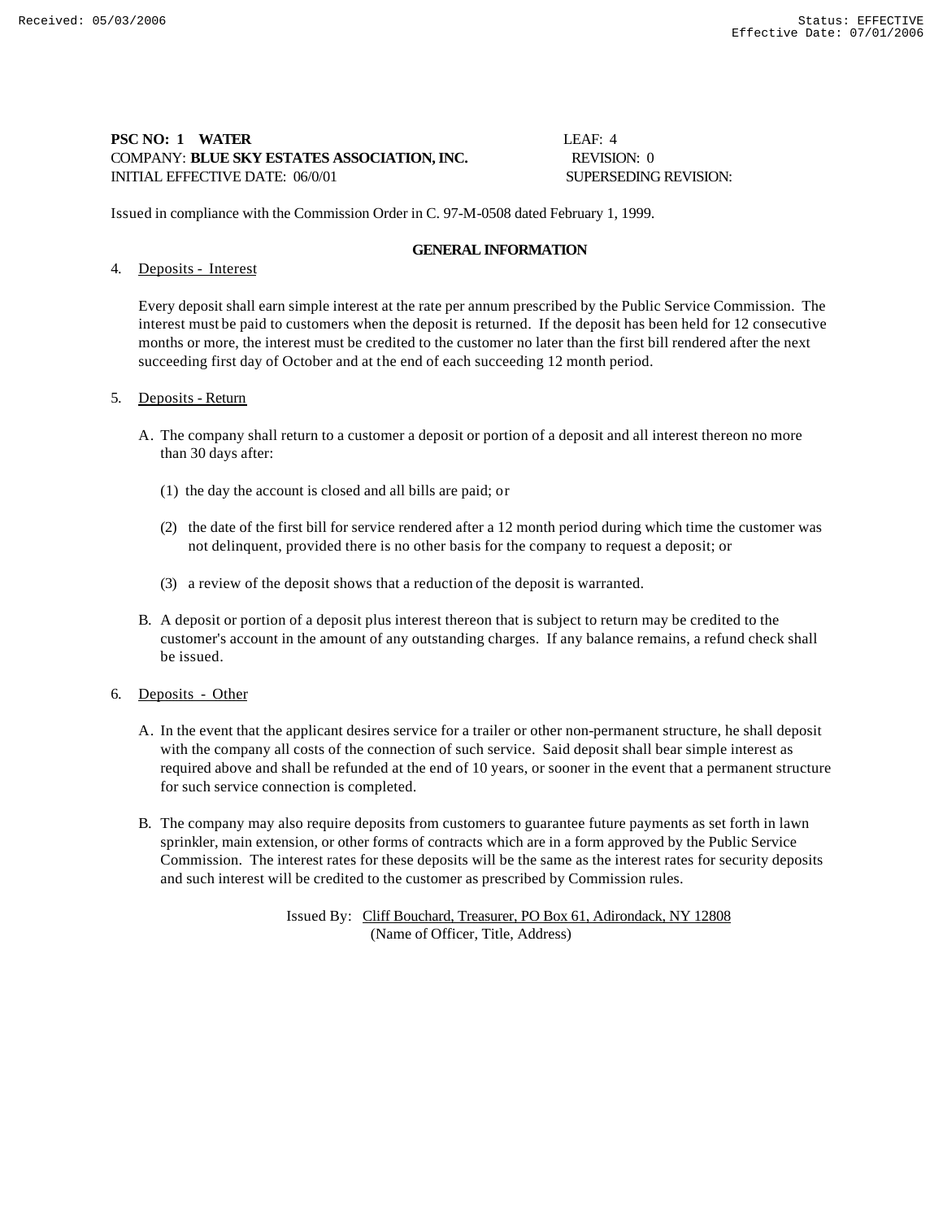**PSC NO: 1 WATER** LEAF: 4
COMPANY: **BLUE SKY ESTATES ASSOCIATION, INC.** REVISION: 0
INITIAL EFFECTIVE DATE: 06/0/01 SUPERSEDING REVISION:

Issued in compliance with the Commission Order in C. 97-M-0508 dated February 1, 1999.

**GENERAL INFORMATION**

4. Deposits - Interest

   Every deposit shall earn simple interest at the rate per annum prescribed by the Public Service Commission. The interest must be paid to customers when the deposit is returned. If the deposit has been held for 12 consecutive months or more, the interest must be credited to the customer no later than the first bill rendered after the next succeeding first day of October and at the end of each succeeding 12 month period.

5. Deposits - Return

   A. The company shall return to a customer a deposit or portion of a deposit and all interest thereon no more than 30 days after:

      (1) the day the account is closed and all bills are paid; or

      (2) the date of the first bill for service rendered after a 12 month period during which time the customer was not delinquent, provided there is no other basis for the company to request a deposit; or

      (3) a review of the deposit shows that a reduction of the deposit is warranted.

   B. A deposit or portion of a deposit plus interest thereon that is subject to return may be credited to the customer's account in the amount of any outstanding charges. If any balance remains, a refund check shall be issued.

6. Deposits - Other

   A. In the event that the applicant desires service for a trailer or other non-permanent structure, he shall deposit with the company all costs of the connection of such service. Said deposit shall bear simple interest as required above and shall be refunded at the end of 10 years, or sooner in the event that a permanent structure for such service connection is completed.

   B. The company may also require deposits from customers to guarantee future payments as set forth in lawn sprinkler, main extension, or other forms of contracts which are in a form approved by the Public Service Commission. The interest rates for these deposits will be the same as the interest rates for security deposits and such interest will be credited to the customer as prescribed by Commission rules.

Issued By: Cliff Bouchard, Treasurer, PO Box 61, Adirondack, NY 12808
(Name of Officer, Title, Address)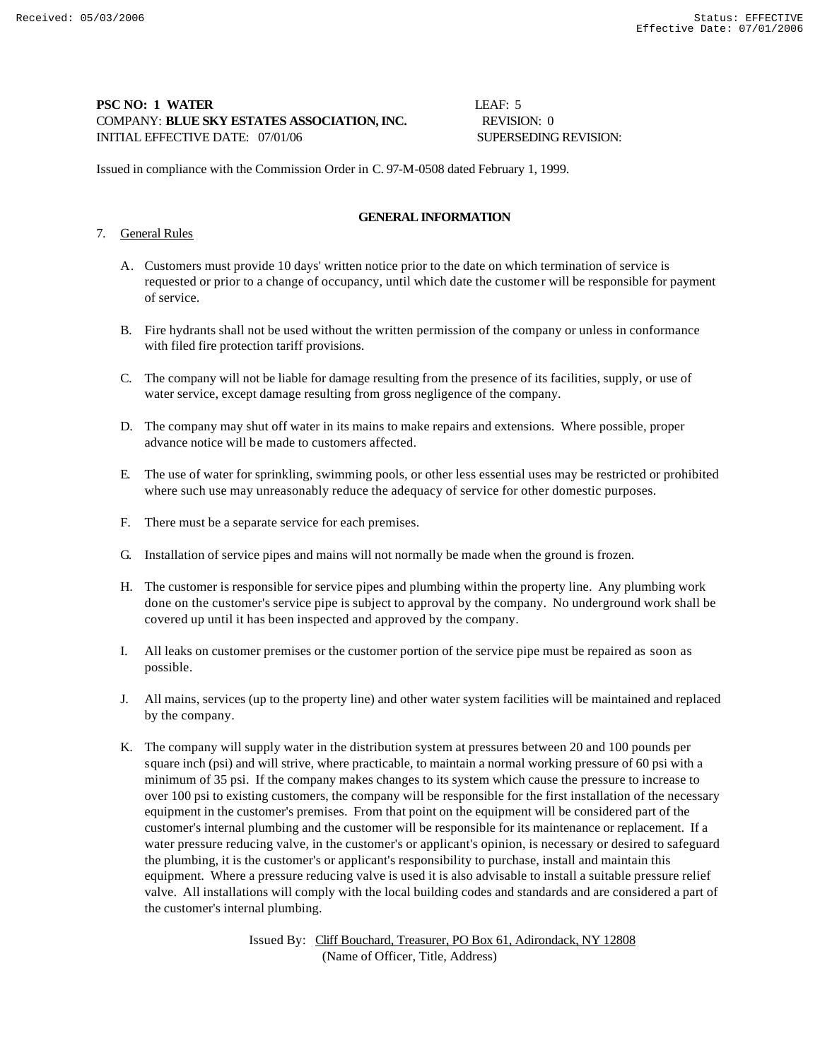**PSC NO: 1 WATER** LEAF: 5
COMPANY: **BLUE SKY ESTATES ASSOCIATION, INC.** REVISION: 0
INITIAL EFFECTIVE DATE: 07/01/06 SUPERSEDING REVISION:

Issued in compliance with the Commission Order in C. 97-M-0508 dated February 1, 1999.

## GENERAL INFORMATION

7. General Rules

   A. Customers must provide 10 days' written notice prior to the date on which termination of service is requested or prior to a change of occupancy, until which date the customer will be responsible for payment of service.

   B. Fire hydrants shall not be used without the written permission of the company or unless in conformance with filed fire protection tariff provisions.

   C. The company will not be liable for damage resulting from the presence of its facilities, supply, or use of water service, except damage resulting from gross negligence of the company.

   D. The company may shut off water in its mains to make repairs and extensions. Where possible, proper advance notice will be made to customers affected.

   E. The use of water for sprinkling, swimming pools, or other less essential uses may be restricted or prohibited where such use may unreasonably reduce the adequacy of service for other domestic purposes.

   F. There must be a separate service for each premises.

   G. Installation of service pipes and mains will not normally be made when the ground is frozen.

   H. The customer is responsible for service pipes and plumbing within the property line. Any plumbing work done on the customer's service pipe is subject to approval by the company. No underground work shall be covered up until it has been inspected and approved by the company.

   I. All leaks on customer premises or the customer portion of the service pipe must be repaired as soon as possible.

   J. All mains, services (up to the property line) and other water system facilities will be maintained and replaced by the company.

   K. The company will supply water in the distribution system at pressures between 20 and 100 pounds per square inch (psi) and will strive, where practicable, to maintain a normal working pressure of 60 psi with a minimum of 35 psi. If the company makes changes to its system which cause the pressure to increase to over 100 psi to existing customers, the company will be responsible for the first installation of the necessary equipment in the customer's premises. From that point on the equipment will be considered part of the customer's internal plumbing and the customer will be responsible for its maintenance or replacement. If a water pressure reducing valve, in the customer's or applicant's opinion, is necessary or desired to safeguard the plumbing, it is the customer's or applicant's responsibility to purchase, install and maintain this equipment. Where a pressure reducing valve is used it is also advisable to install a suitable pressure relief valve. All installations will comply with the local building codes and standards and are considered a part of the customer's internal plumbing.

Issued By: Cliff Bouchard, Treasurer, PO Box 61, Adirondack, NY 12808
(Name of Officer, Title, Address)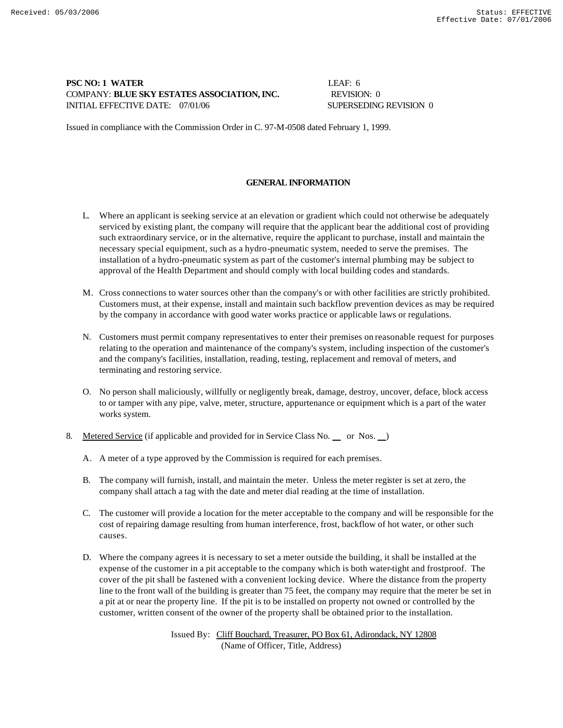**PSC NO: 1 WATER** LEAF: 6
COMPANY: **BLUE SKY ESTATES ASSOCIATION, INC.** REVISION: 0
INITIAL EFFECTIVE DATE: 07/01/06 SUPERSEDING REVISION 0

Issued in compliance with the Commission Order in C. 97-M-0508 dated February 1, 1999.

## GENERAL INFORMATION

L. Where an applicant is seeking service at an elevation or gradient which could not otherwise be adequately serviced by existing plant, the company will require that the applicant bear the additional cost of providing such extraordinary service, or in the alternative, require the applicant to purchase, install and maintain the necessary special equipment, such as a hydro-pneumatic system, needed to serve the premises. The installation of a hydro-pneumatic system as part of the customer's internal plumbing may be subject to approval of the Health Department and should comply with local building codes and standards.

M. Cross connections to water sources other than the company's or with other facilities are strictly prohibited. Customers must, at their expense, install and maintain such backflow prevention devices as may be required by the company in accordance with good water works practice or applicable laws or regulations.

N. Customers must permit company representatives to enter their premises on reasonable request for purposes relating to the operation and maintenance of the company's system, including inspection of the customer's and the company's facilities, installation, reading, testing, replacement and removal of meters, and terminating and restoring service.

O. No person shall maliciously, willfully or negligently break, damage, destroy, uncover, deface, block access to or tamper with any pipe, valve, meter, structure, appurtenance or equipment which is a part of the water works system.

8. Metered Service (if applicable and provided for in Service Class No. __ or Nos. __)

A. A meter of a type approved by the Commission is required for each premises.

B. The company will furnish, install, and maintain the meter. Unless the meter register is set at zero, the company shall attach a tag with the date and meter dial reading at the time of installation.

C. The customer will provide a location for the meter acceptable to the company and will be responsible for the cost of repairing damage resulting from human interference, frost, backflow of hot water, or other such causes.

D. Where the company agrees it is necessary to set a meter outside the building, it shall be installed at the expense of the customer in a pit acceptable to the company which is both water-tight and frostproof. The cover of the pit shall be fastened with a convenient locking device. Where the distance from the property line to the front wall of the building is greater than 75 feet, the company may require that the meter be set in a pit at or near the property line. If the pit is to be installed on property not owned or controlled by the customer, written consent of the owner of the property shall be obtained prior to the installation.

Issued By: Cliff Bouchard, Treasurer, PO Box 61, Adirondack, NY 12808
(Name of Officer, Title, Address)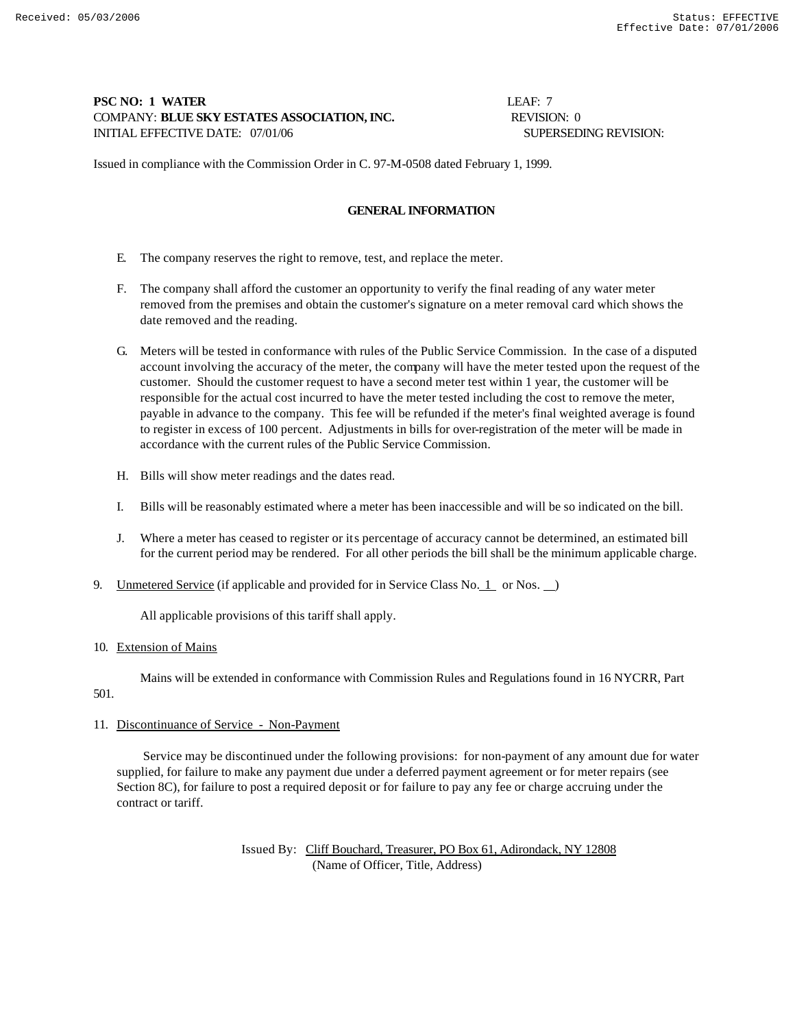PSC NO: 1 WATER LEAF: 7
COMPANY: **BLUE SKY ESTATES ASSOCIATION, INC.** REVISION: 0
INITIAL EFFECTIVE DATE: 07/01/06 SUPERSEDING REVISION:

Issued in compliance with the Commission Order in C. 97-M-0508 dated February 1, 1999.

## GENERAL INFORMATION

E. The company reserves the right to remove, test, and replace the meter.

F. The company shall afford the customer an opportunity to verify the final reading of any water meter removed from the premises and obtain the customer's signature on a meter removal card which shows the date removed and the reading.

G. Meters will be tested in conformance with rules of the Public Service Commission. In the case of a disputed account involving the accuracy of the meter, the company will have the meter tested upon the request of the customer. Should the customer request to have a second meter test within 1 year, the customer will be responsible for the actual cost incurred to have the meter tested including the cost to remove the meter, payable in advance to the company. This fee will be refunded if the meter's final weighted average is found to register in excess of 100 percent. Adjustments in bills for over-registration of the meter will be made in accordance with the current rules of the Public Service Commission.

H. Bills will show meter readings and the dates read.

I. Bills will be reasonably estimated where a meter has been inaccessible and will be so indicated on the bill.

J. Where a meter has ceased to register or its percentage of accuracy cannot be determined, an estimated bill for the current period may be rendered. For all other periods the bill shall be the minimum applicable charge.

9. Unmetered Service (if applicable and provided for in Service Class No. 1 or Nos. __)

All applicable provisions of this tariff shall apply.

10. Extension of Mains

Mains will be extended in conformance with Commission Rules and Regulations found in 16 NYCRR, Part 501.

11. Discontinuance of Service - Non-Payment

Service may be discontinued under the following provisions: for non-payment of any amount due for water supplied, for failure to make any payment due under a deferred payment agreement or for meter repairs (see Section 8C), for failure to post a required deposit or for failure to pay any fee or charge accruing under the contract or tariff.

Issued By: Cliff Bouchard, Treasurer, PO Box 61, Adirondack, NY 12808
(Name of Officer, Title, Address)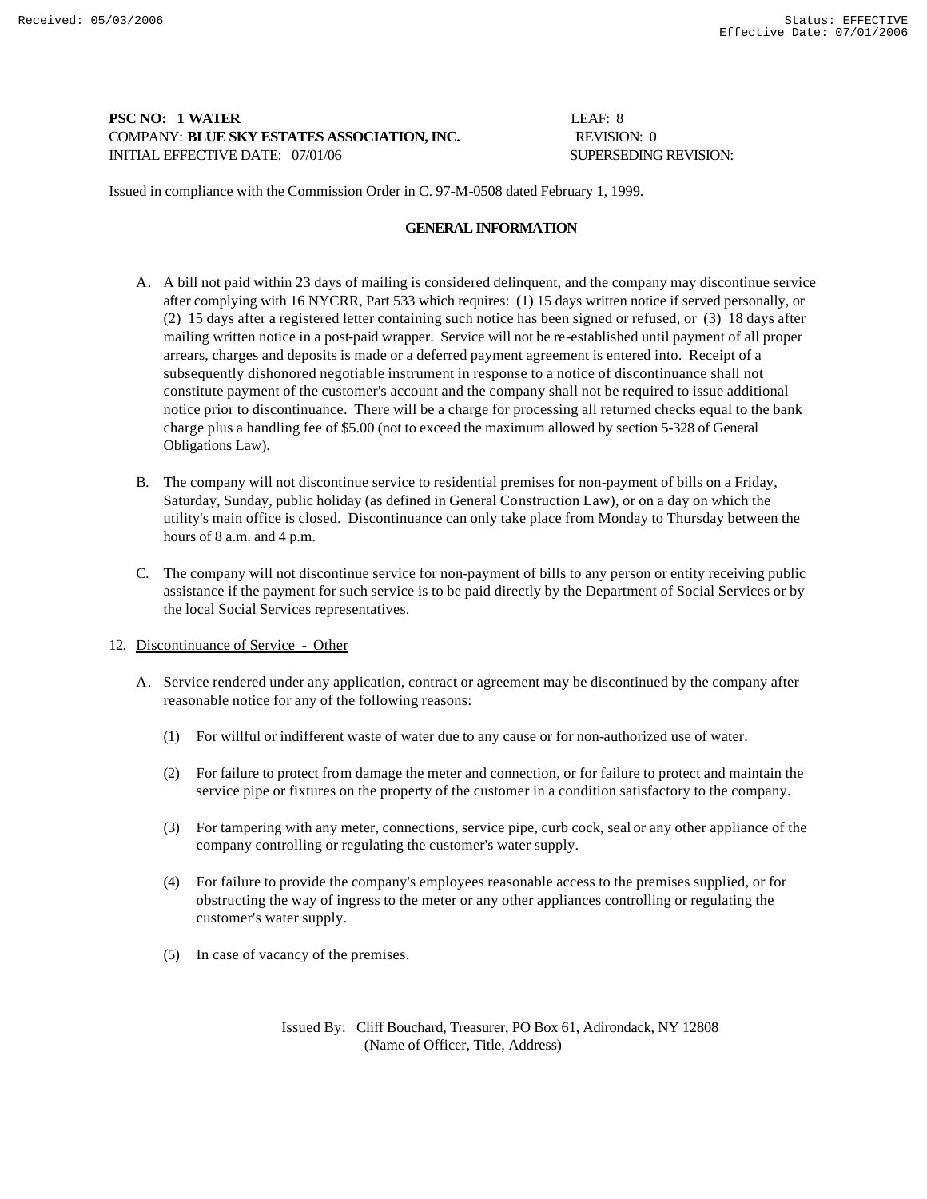**PSC NO: 1 WATER** LEAF: 8
COMPANY: **BLUE SKY ESTATES ASSOCIATION, INC.** REVISION: 0
INITIAL EFFECTIVE DATE: 07/01/06 SUPERSEDING REVISION:

Issued in compliance with the Commission Order in C. 97-M-0508 dated February 1, 1999.

## GENERAL INFORMATION

A. A bill not paid within 23 days of mailing is considered delinquent, and the company may discontinue service after complying with 16 NYCRR, Part 533 which requires: (1) 15 days written notice if served personally, or (2) 15 days after a registered letter containing such notice has been signed or refused, or (3) 18 days after mailing written notice in a post-paid wrapper. Service will not be re-established until payment of all proper arrears, charges and deposits is made or a deferred payment agreement is entered into. Receipt of a subsequently dishonored negotiable instrument in response to a notice of discontinuance shall not constitute payment of the customer's account and the company shall not be required to issue additional notice prior to discontinuance. There will be a charge for processing all returned checks equal to the bank charge plus a handling fee of $5.00 (not to exceed the maximum allowed by section 5-328 of General Obligations Law).

B. The company will not discontinue service to residential premises for non-payment of bills on a Friday, Saturday, Sunday, public holiday (as defined in General Construction Law), or on a day on which the utility's main office is closed. Discontinuance can only take place from Monday to Thursday between the hours of 8 a.m. and 4 p.m.

C. The company will not discontinue service for non-payment of bills to any person or entity receiving public assistance if the payment for such service is to be paid directly by the Department of Social Services or by the local Social Services representatives.

12. Discontinuance of Service - Other

A. Service rendered under any application, contract or agreement may be discontinued by the company after reasonable notice for any of the following reasons:

(1) For willful or indifferent waste of water due to any cause or for non-authorized use of water.

(2) For failure to protect from damage the meter and connection, or for failure to protect and maintain the service pipe or fixtures on the property of the customer in a condition satisfactory to the company.

(3) For tampering with any meter, connections, service pipe, curb cock, seal or any other appliance of the company controlling or regulating the customer's water supply.

(4) For failure to provide the company's employees reasonable access to the premises supplied, or for obstructing the way of ingress to the meter or any other appliances controlling or regulating the customer's water supply.

(5) In case of vacancy of the premises.

Issued By: Cliff Bouchard, Treasurer, PO Box 61, Adirondack, NY 12808
(Name of Officer, Title, Address)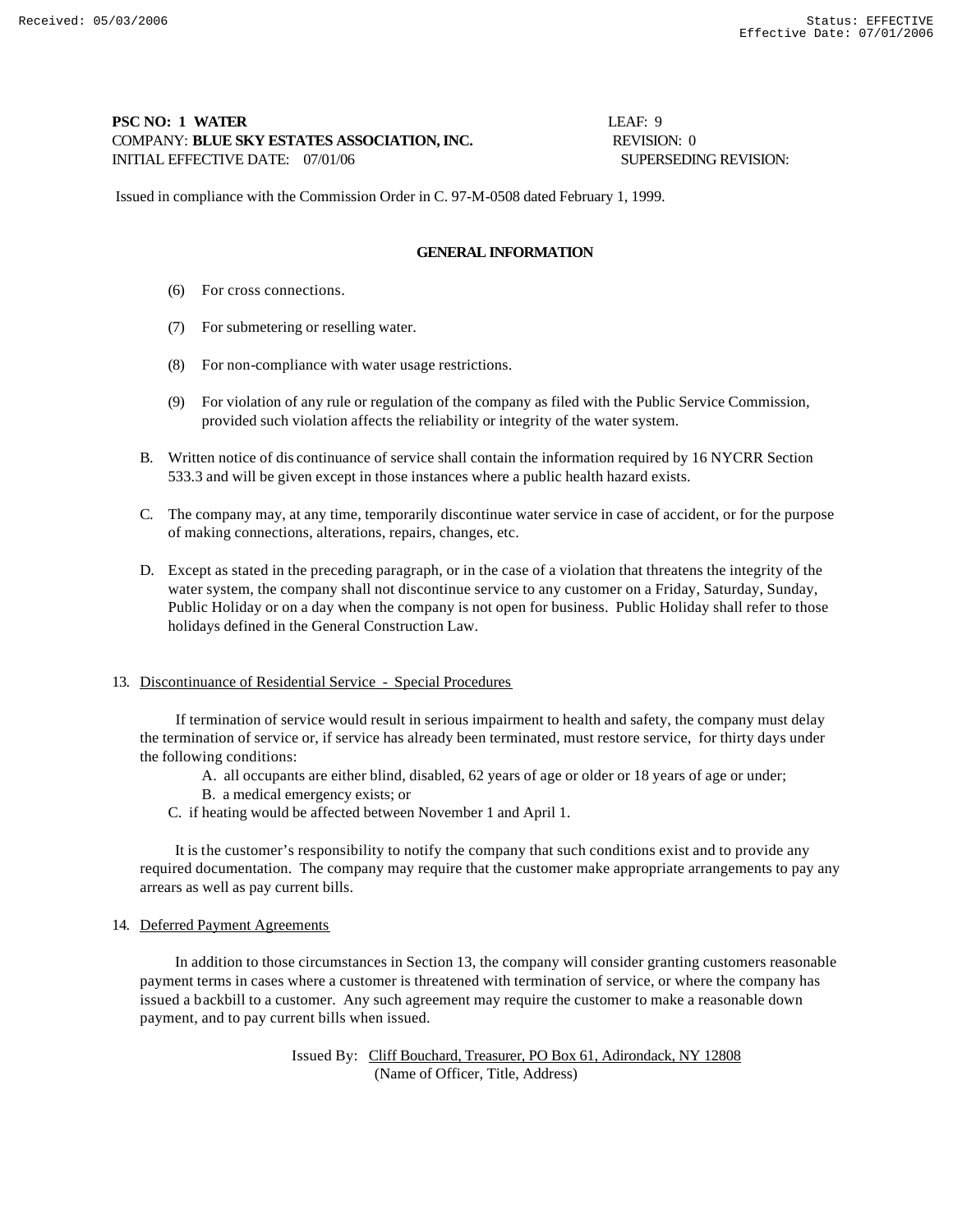PSC NO: 1 WATER LEAF: 9
COMPANY: **BLUE SKY ESTATES ASSOCIATION, INC.** REVISION: 0
INITIAL EFFECTIVE DATE: 07/01/06 SUPERSEDING REVISION:

Issued in compliance with the Commission Order in C. 97-M-0508 dated February 1, 1999.

## GENERAL INFORMATION

(6) For cross connections.

(7) For submetering or reselling water.

(8) For non-compliance with water usage restrictions.

(9) For violation of any rule or regulation of the company as filed with the Public Service Commission, provided such violation affects the reliability or integrity of the water system.

B. Written notice of discontinuance of service shall contain the information required by 16 NYCRR Section 533.3 and will be given except in those instances where a public health hazard exists.

C. The company may, at any time, temporarily discontinue water service in case of accident, or for the purpose of making connections, alterations, repairs, changes, etc.

D. Except as stated in the preceding paragraph, or in the case of a violation that threatens the integrity of the water system, the company shall not discontinue service to any customer on a Friday, Saturday, Sunday, Public Holiday or on a day when the company is not open for business. Public Holiday shall refer to those holidays defined in the General Construction Law.

13. Discontinuance of Residential Service - Special Procedures

If termination of service would result in serious impairment to health and safety, the company must delay the termination of service or, if service has already been terminated, must restore service, for thirty days under the following conditions:

A. all occupants are either blind, disabled, 62 years of age or older or 18 years of age or under;
B. a medical emergency exists; or
C. if heating would be affected between November 1 and April 1.

It is the customer's responsibility to notify the company that such conditions exist and to provide any required documentation. The company may require that the customer make appropriate arrangements to pay any arrears as well as pay current bills.

14. Deferred Payment Agreements

In addition to those circumstances in Section 13, the company will consider granting customers reasonable payment terms in cases where a customer is threatened with termination of service, or where the company has issued a backbill to a customer. Any such agreement may require the customer to make a reasonable down payment, and to pay current bills when issued.

Issued By: Cliff Bouchard, Treasurer, PO Box 61, Adirondack, NY 12808
(Name of Officer, Title, Address)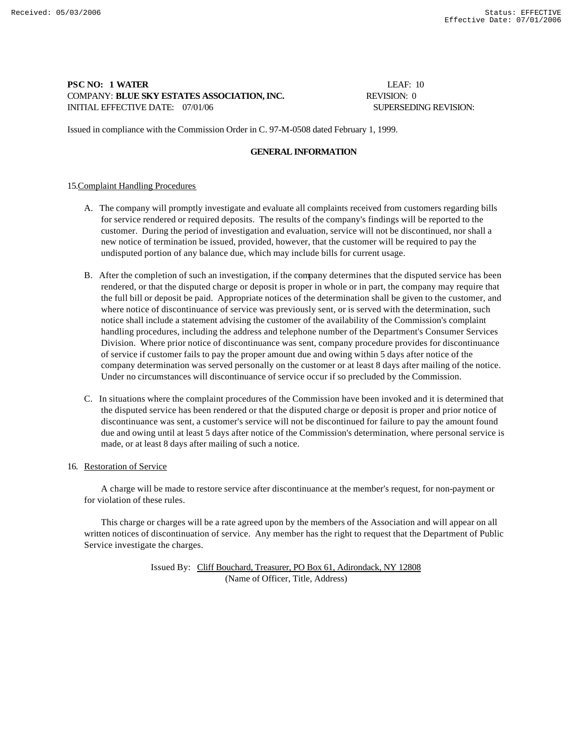**PSC NO: 1 WATER** LEAF: 10
COMPANY: **BLUE SKY ESTATES ASSOCIATION, INC.** REVISION: 0
INITIAL EFFECTIVE DATE: 07/01/06 SUPERSEDING REVISION:

Issued in compliance with the Commission Order in C. 97-M-0508 dated February 1, 1999.

## GENERAL INFORMATION

15. Complaint Handling Procedures

A. The company will promptly investigate and evaluate all complaints received from customers regarding bills for service rendered or required deposits. The results of the company's findings will be reported to the customer. During the period of investigation and evaluation, service will not be discontinued, nor shall a new notice of termination be issued, provided, however, that the customer will be required to pay the undisputed portion of any balance due, which may include bills for current usage.

B. After the completion of such an investigation, if the company determines that the disputed service has been rendered, or that the disputed charge or deposit is proper in whole or in part, the company may require that the full bill or deposit be paid. Appropriate notices of the determination shall be given to the customer, and where notice of discontinuance of service was previously sent, or is served with the determination, such notice shall include a statement advising the customer of the availability of the Commission's complaint handling procedures, including the address and telephone number of the Department's Consumer Services Division. Where prior notice of discontinuance was sent, company procedure provides for discontinuance of service if customer fails to pay the proper amount due and owing within 5 days after notice of the company determination was served personally on the customer or at least 8 days after mailing of the notice. Under no circumstances will discontinuance of service occur if so precluded by the Commission.

C. In situations where the complaint procedures of the Commission have been invoked and it is determined that the disputed service has been rendered or that the disputed charge or deposit is proper and prior notice of discontinuance was sent, a customer's service will not be discontinued for failure to pay the amount found due and owing until at least 5 days after notice of the Commission's determination, where personal service is made, or at least 8 days after mailing of such a notice.

16. Restoration of Service

A charge will be made to restore service after discontinuance at the member's request, for non-payment or for violation of these rules.

This charge or charges will be a rate agreed upon by the members of the Association and will appear on all written notices of discontinuation of service. Any member has the right to request that the Department of Public Service investigate the charges.

Issued By: Cliff Bouchard, Treasurer, PO Box 61, Adirondack, NY 12808
(Name of Officer, Title, Address)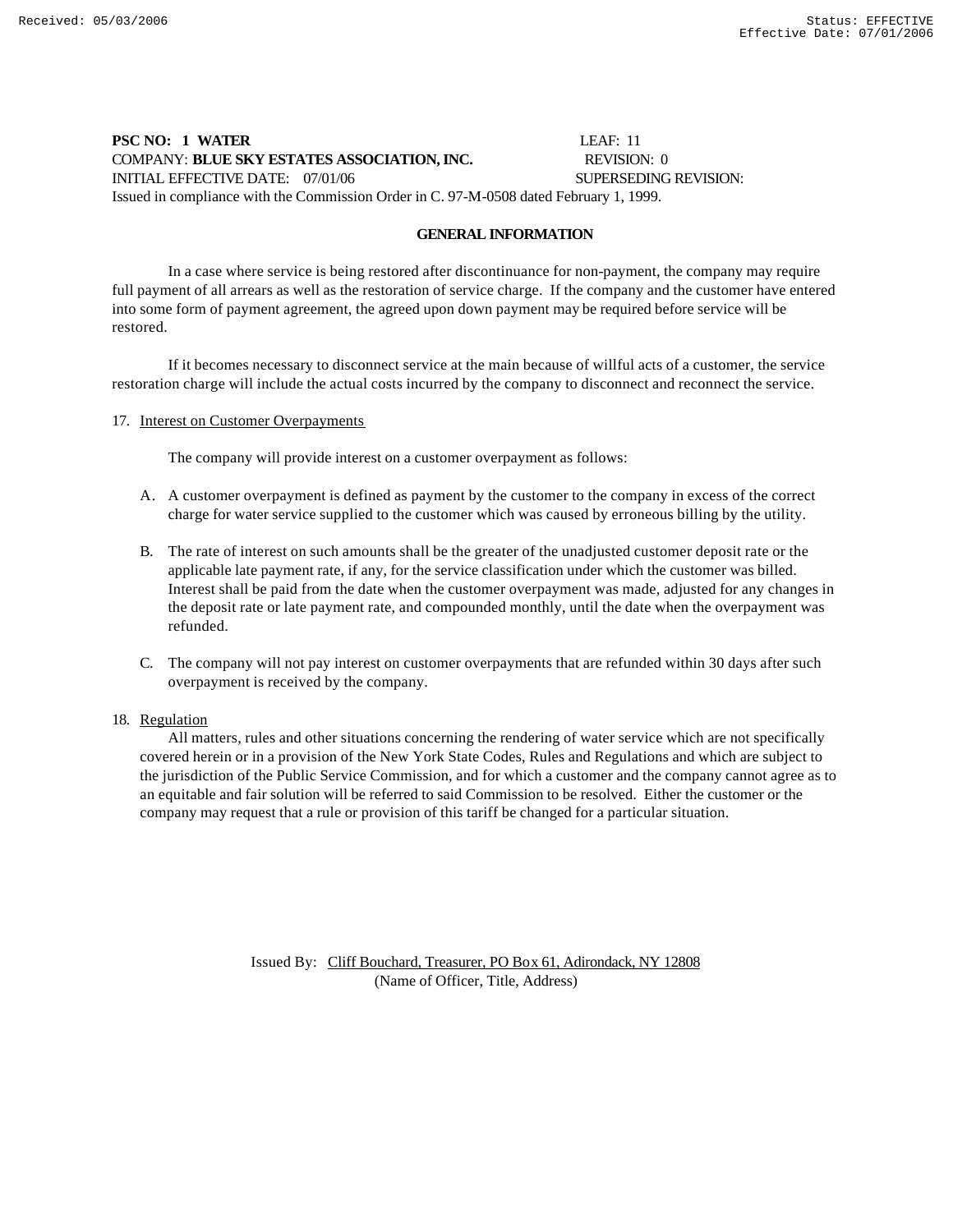**PSC NO: 1 WATER** LEAF: 11
COMPANY: **BLUE SKY ESTATES ASSOCIATION, INC.** REVISION: 0
INITIAL EFFECTIVE DATE: 07/01/06 SUPERSEDING REVISION:
Issued in compliance with the Commission Order in C. 97-M-0508 dated February 1, 1999.

## GENERAL INFORMATION

In a case where service is being restored after discontinuance for non-payment, the company may require full payment of all arrears as well as the restoration of service charge. If the company and the customer have entered into some form of payment agreement, the agreed upon down payment may be required before service will be restored.

If it becomes necessary to disconnect service at the main because of willful acts of a customer, the service restoration charge will include the actual costs incurred by the company to disconnect and reconnect the service.

17. Interest on Customer Overpayments

The company will provide interest on a customer overpayment as follows:

A. A customer overpayment is defined as payment by the customer to the company in excess of the correct charge for water service supplied to the customer which was caused by erroneous billing by the utility.

B. The rate of interest on such amounts shall be the greater of the unadjusted customer deposit rate or the applicable late payment rate, if any, for the service classification under which the customer was billed. Interest shall be paid from the date when the customer overpayment was made, adjusted for any changes in the deposit rate or late payment rate, and compounded monthly, until the date when the overpayment was refunded.

C. The company will not pay interest on customer overpayments that are refunded within 30 days after such overpayment is received by the company.

18. Regulation

All matters, rules and other situations concerning the rendering of water service which are not specifically covered herein or in a provision of the New York State Codes, Rules and Regulations and which are subject to the jurisdiction of the Public Service Commission, and for which a customer and the company cannot agree as to an equitable and fair solution will be referred to said Commission to be resolved. Either the customer or the company may request that a rule or provision of this tariff be changed for a particular situation.

Issued By: Cliff Bouchard, Treasurer, PO Box 61, Adirondack, NY 12808
(Name of Officer, Title, Address)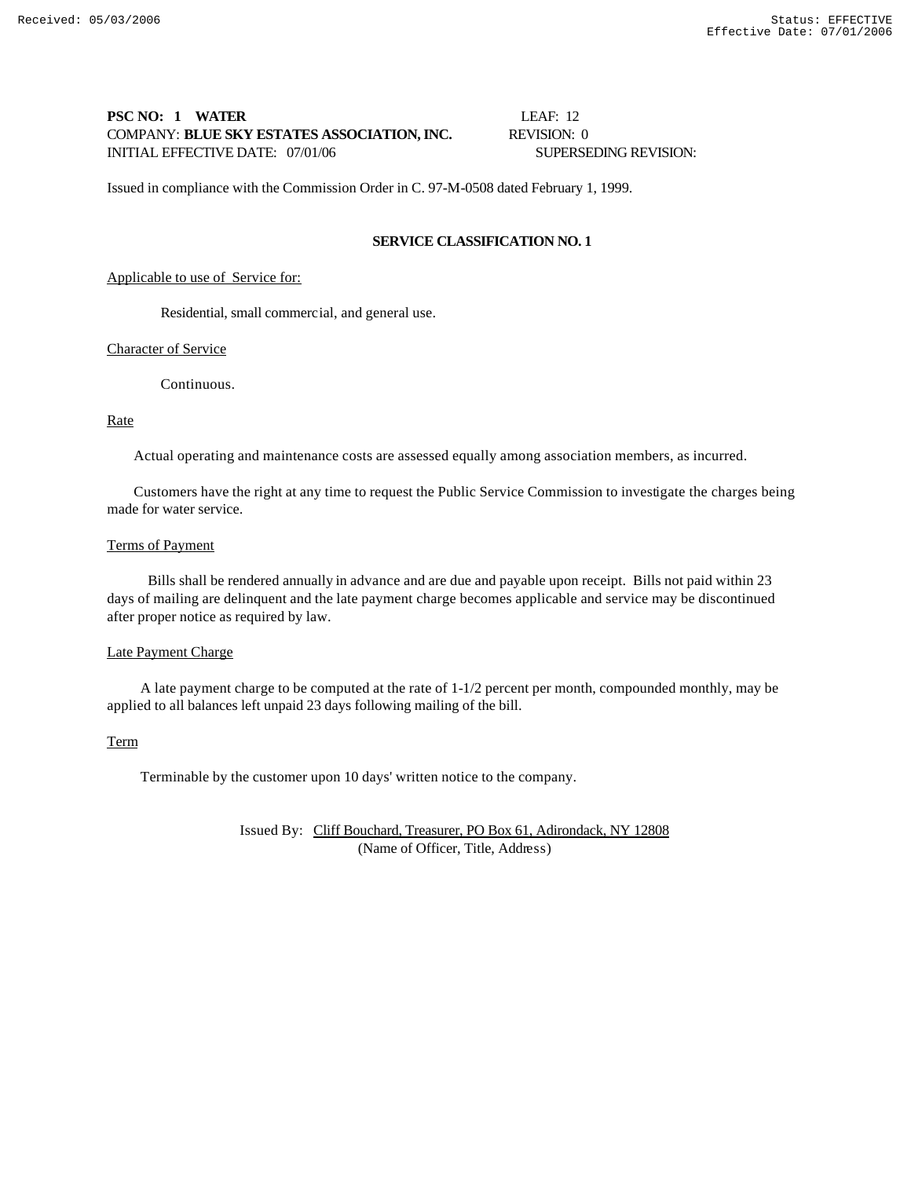**PSC NO: 1 WATER** LEAF: 12
COMPANY: **BLUE SKY ESTATES ASSOCIATION, INC.** REVISION: 0
INITIAL EFFECTIVE DATE: 07/01/06 SUPERSEDING REVISION:

Issued in compliance with the Commission Order in C. 97-M-0508 dated February 1, 1999.

**SERVICE CLASSIFICATION NO. 1**

Applicable to use of Service for:

Residential, small commercial, and general use.

Character of Service

Continuous.

Rate

Actual operating and maintenance costs are assessed equally among association members, as incurred.

Customers have the right at any time to request the Public Service Commission to investigate the charges being made for water service.

Terms of Payment

Bills shall be rendered annually in advance and are due and payable upon receipt. Bills not paid within 23 days of mailing are delinquent and the late payment charge becomes applicable and service may be discontinued after proper notice as required by law.

Late Payment Charge

A late payment charge to be computed at the rate of 1-1/2 percent per month, compounded monthly, may be applied to all balances left unpaid 23 days following mailing of the bill.

Term

Terminable by the customer upon 10 days' written notice to the company.

Issued By: Cliff Bouchard, Treasurer, PO Box 61, Adirondack, NY 12808
(Name of Officer, Title, Address)